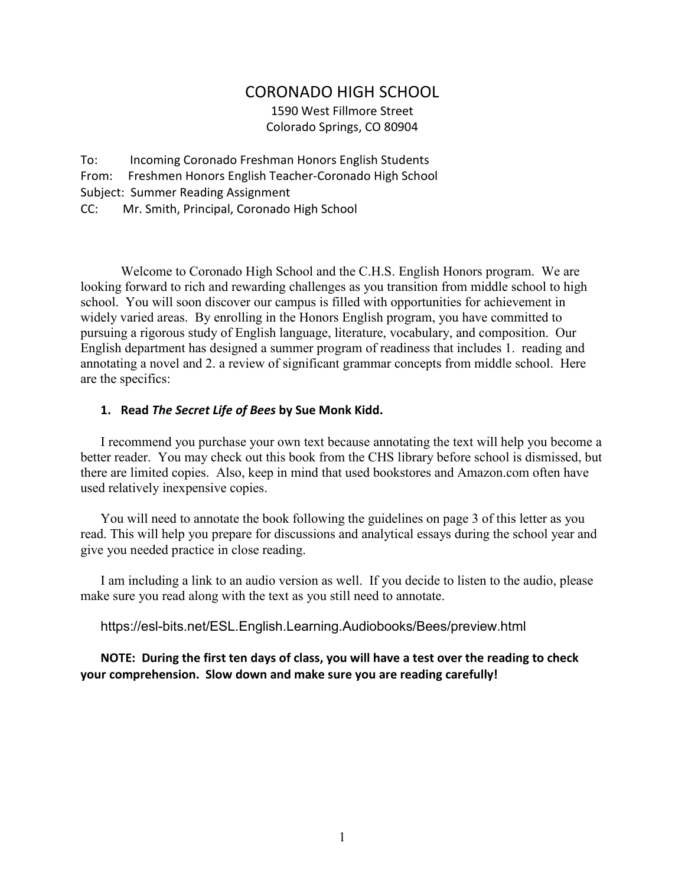# CORONADO HIGH SCHOOL

1590 West Fillmore Street
Colorado Springs, CO 80904

To: Incoming Coronado Freshman Honors English Students
From: Freshmen Honors English Teacher-Coronado High School
Subject: Summer Reading Assignment
CC: Mr. Smith, Principal, Coronado High School

Welcome to Coronado High School and the C.H.S. English Honors program. We are looking forward to rich and rewarding challenges as you transition from middle school to high school. You will soon discover our campus is filled with opportunities for achievement in widely varied areas. By enrolling in the Honors English program, you have committed to pursuing a rigorous study of English language, literature, vocabulary, and composition. Our English department has designed a summer program of readiness that includes 1. reading and annotating a novel and 2. a review of significant grammar concepts from middle school. Here are the specifics:

**1. Read *The Secret Life of Bees* by Sue Monk Kidd.**

I recommend you purchase your own text because annotating the text will help you become a better reader. You may check out this book from the CHS library before school is dismissed, but there are limited copies. Also, keep in mind that used bookstores and Amazon.com often have used relatively inexpensive copies.

You will need to annotate the book following the guidelines on page 3 of this letter as you read. This will help you prepare for discussions and analytical essays during the school year and give you needed practice in close reading.

I am including a link to an audio version as well. If you decide to listen to the audio, please make sure you read along with the text as you still need to annotate.

https://esl-bits.net/ESL.English.Learning.Audiobooks/Bees/preview.html

**NOTE: During the first ten days of class, you will have a test over the reading to check your comprehension. Slow down and make sure you are reading carefully!**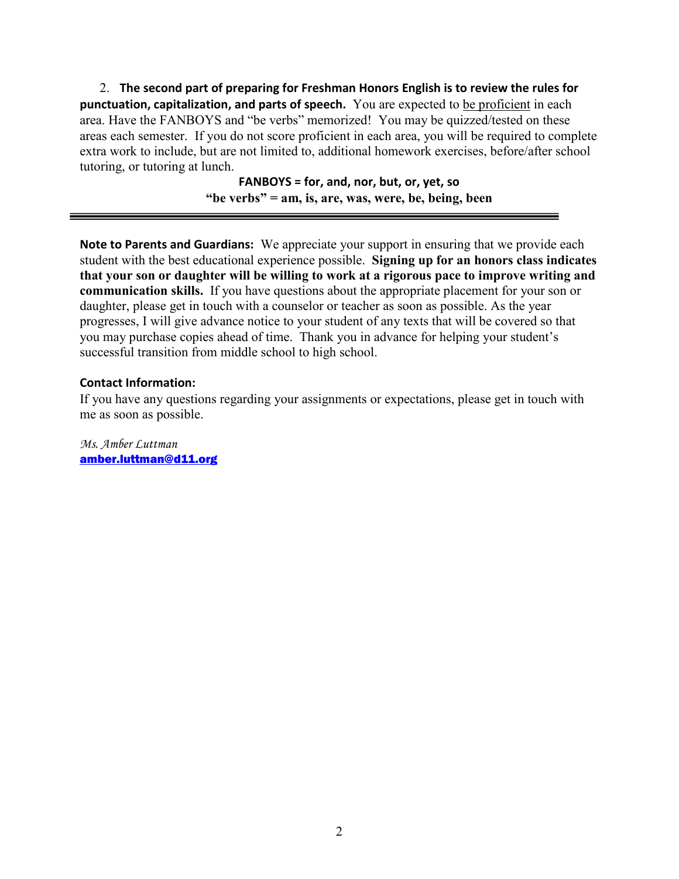2. **The second part of preparing for Freshman Honors English is to review the rules for punctuation, capitalization, and parts of speech.** You are expected to be proficient in each area. Have the FANBOYS and "be verbs" memorized! You may be quizzed/tested on these areas each semester. If you do not score proficient in each area, you will be required to complete extra work to include, but are not limited to, additional homework exercises, before/after school tutoring, or tutoring at lunch.

**FANBOYS = for, and, nor, but, or, yet, so**
**"be verbs" = am, is, are, was, were, be, being, been**

---

**Note to Parents and Guardians:** We appreciate your support in ensuring that we provide each student with the best educational experience possible. **Signing up for an honors class indicates that your son or daughter will be willing to work at a rigorous pace to improve writing and communication skills.** If you have questions about the appropriate placement for your son or daughter, please get in touch with a counselor or teacher as soon as possible. As the year progresses, I will give advance notice to your student of any texts that will be covered so that you may purchase copies ahead of time. Thank you in advance for helping your student's successful transition from middle school to high school.

**Contact Information:**

If you have any questions regarding your assignments or expectations, please get in touch with me as soon as possible.

*Ms. Amber Luttman*
**amber.luttman@d11.org**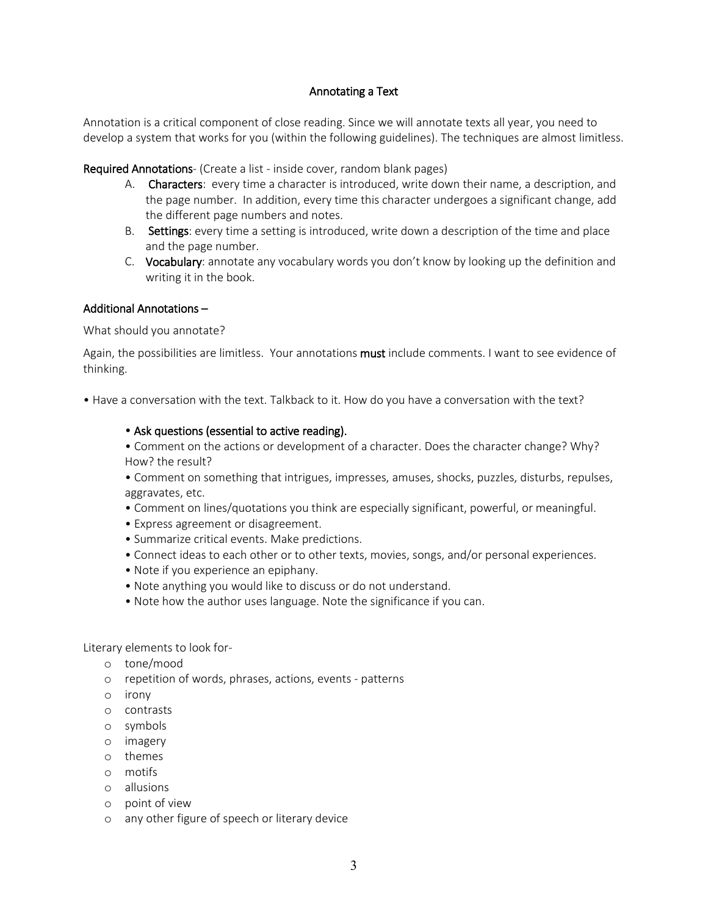# Annotating a Text

Annotation is a critical component of close reading. Since we will annotate texts all year, you need to develop a system that works for you (within the following guidelines). The techniques are almost limitless.

**Required Annotations**- (Create a list - inside cover, random blank pages)

A. **Characters**: every time a character is introduced, write down their name, a description, and the page number. In addition, every time this character undergoes a significant change, add the different page numbers and notes.

B. **Settings**: every time a setting is introduced, write down a description of the time and place and the page number.

C. **Vocabulary**: annotate any vocabulary words you don't know by looking up the definition and writing it in the book.

**Additional Annotations –**

What should you annotate?

Again, the possibilities are limitless. Your annotations **must** include comments. I want to see evidence of thinking.

• Have a conversation with the text. Talkback to it. How do you have a conversation with the text?

- **Ask questions (essential to active reading).**
- Comment on the actions or development of a character. Does the character change? Why? How? the result?
- Comment on something that intrigues, impresses, amuses, shocks, puzzles, disturbs, repulses, aggravates, etc.
- Comment on lines/quotations you think are especially significant, powerful, or meaningful.
- Express agreement or disagreement.
- Summarize critical events. Make predictions.
- Connect ideas to each other or to other texts, movies, songs, and/or personal experiences.
- Note if you experience an epiphany.
- Note anything you would like to discuss or do not understand.
- Note how the author uses language. Note the significance if you can.

Literary elements to look for-

- tone/mood
- repetition of words, phrases, actions, events - patterns
- irony
- contrasts
- symbols
- imagery
- themes
- motifs
- allusions
- point of view
- any other figure of speech or literary device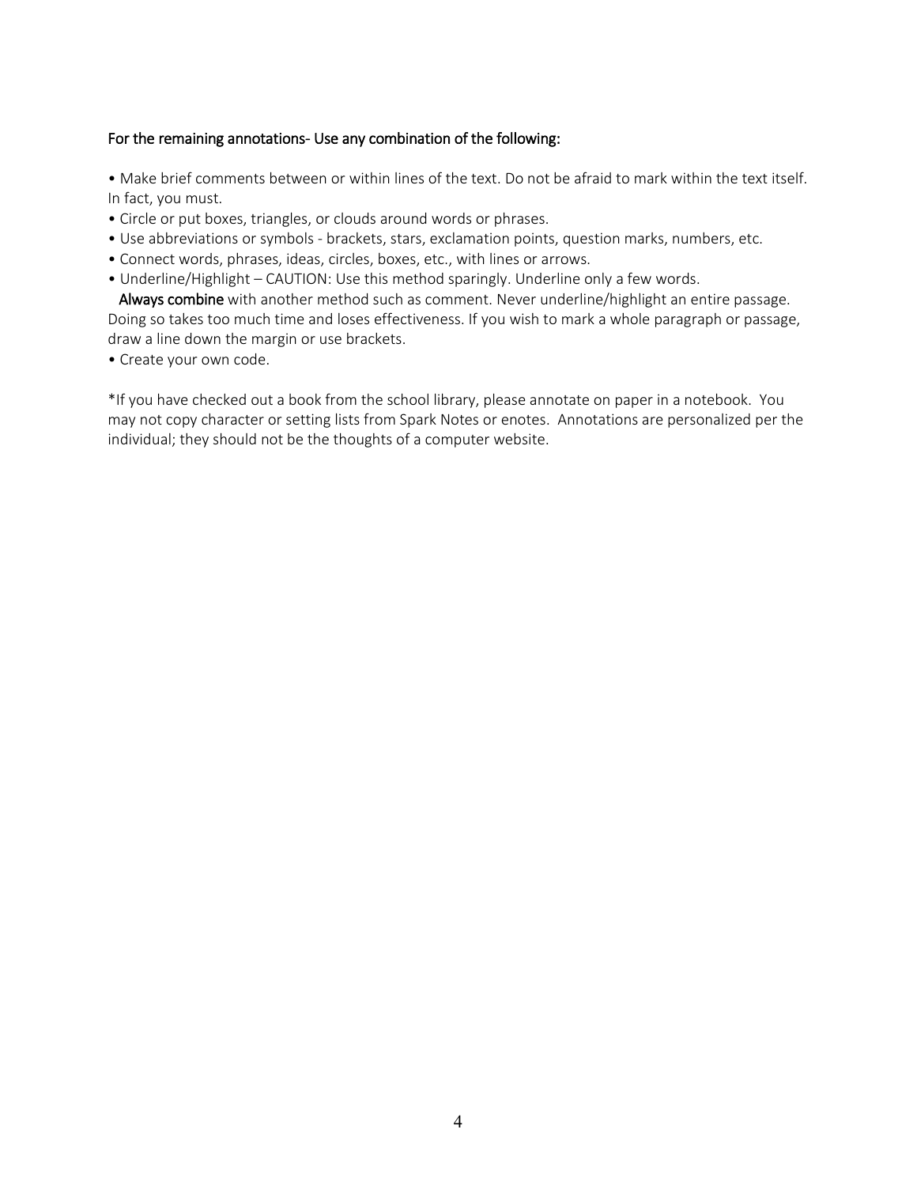**For the remaining annotations- Use any combination of the following:**

- Make brief comments between or within lines of the text. Do not be afraid to mark within the text itself. In fact, you must.
- Circle or put boxes, triangles, or clouds around words or phrases.
- Use abbreviations or symbols - brackets, stars, exclamation points, question marks, numbers, etc.
- Connect words, phrases, ideas, circles, boxes, etc., with lines or arrows.
- Underline/Highlight – CAUTION: Use this method sparingly. Underline only a few words. **Always combine** with another method such as comment. Never underline/highlight an entire passage. Doing so takes too much time and loses effectiveness. If you wish to mark a whole paragraph or passage, draw a line down the margin or use brackets.
- Create your own code.

*If you have checked out a book from the school library, please annotate on paper in a notebook. You may not copy character or setting lists from Spark Notes or enotes. Annotations are personalized per the individual; they should not be the thoughts of a computer website.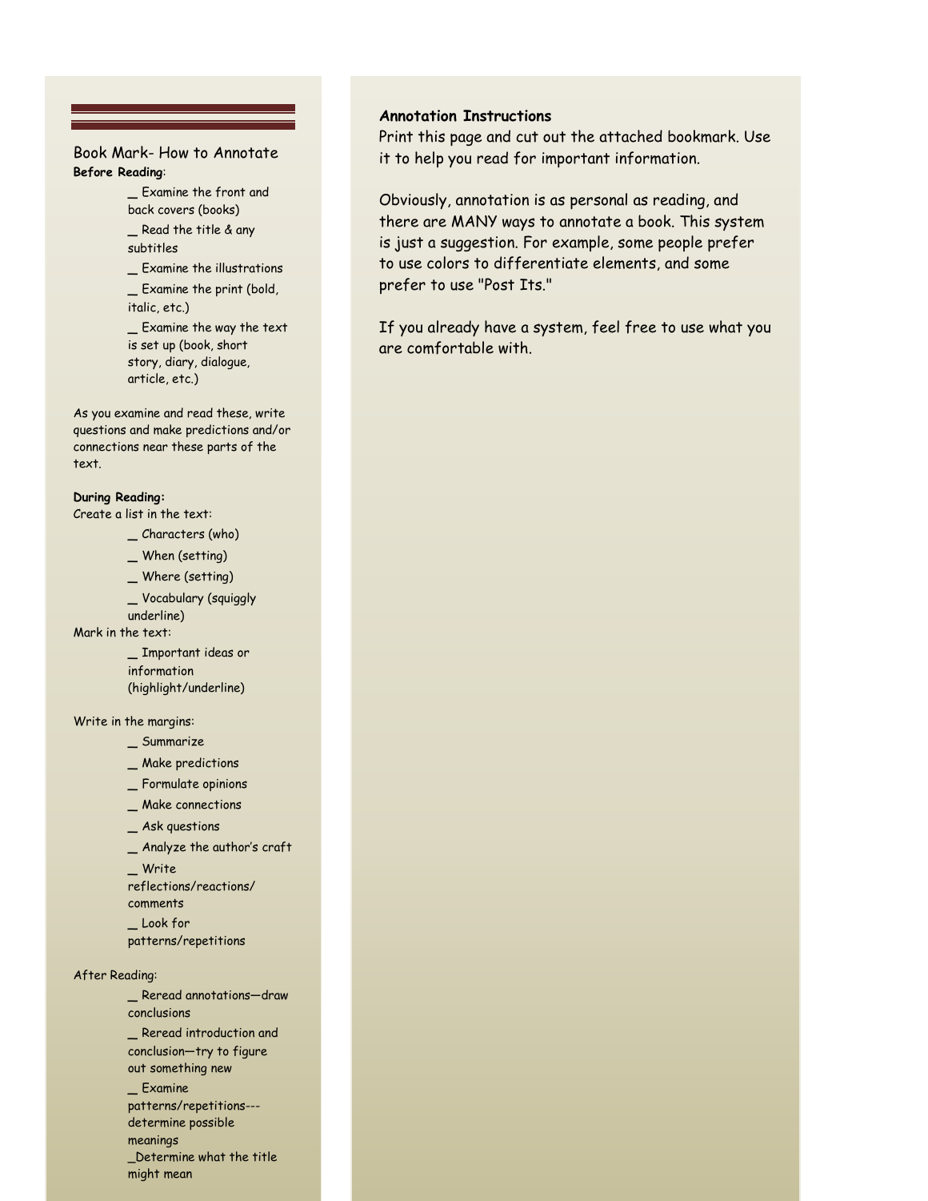## Book Mark- How to Annotate

**Before Reading**:

- _ Examine the front and back covers (books)
- _ Read the title & any subtitles
- _ Examine the illustrations
- _ Examine the print (bold, italic, etc.)
- _ Examine the way the text is set up (book, short story, diary, dialogue, article, etc.)

As you examine and read these, write questions and make predictions and/or connections near these parts of the text.

**During Reading:**

Create a list in the text:

- _ Characters (who)
- _ When (setting)
- _ Where (setting)
- _ Vocabulary (squiggly underline)

Mark in the text:

- _ Important ideas or information (highlight/underline)

Write in the margins:

- _ Summarize
- _ Make predictions
- _ Formulate opinions
- _ Make connections
- _ Ask questions
- _ Analyze the author's craft
- _ Write reflections/reactions/ comments
- _ Look for patterns/repetitions

After Reading:

- _ Reread annotations—draw conclusions
- _ Reread introduction and conclusion—try to figure out something new
- _ Examine patterns/repetitions---determine possible meanings
- _Determine what the title might mean

**Annotation Instructions**

Print this page and cut out the attached bookmark. Use it to help you read for important information.

Obviously, annotation is as personal as reading, and there are MANY ways to annotate a book. This system is just a suggestion. For example, some people prefer to use colors to differentiate elements, and some prefer to use "Post Its."

If you already have a system, feel free to use what you are comfortable with.